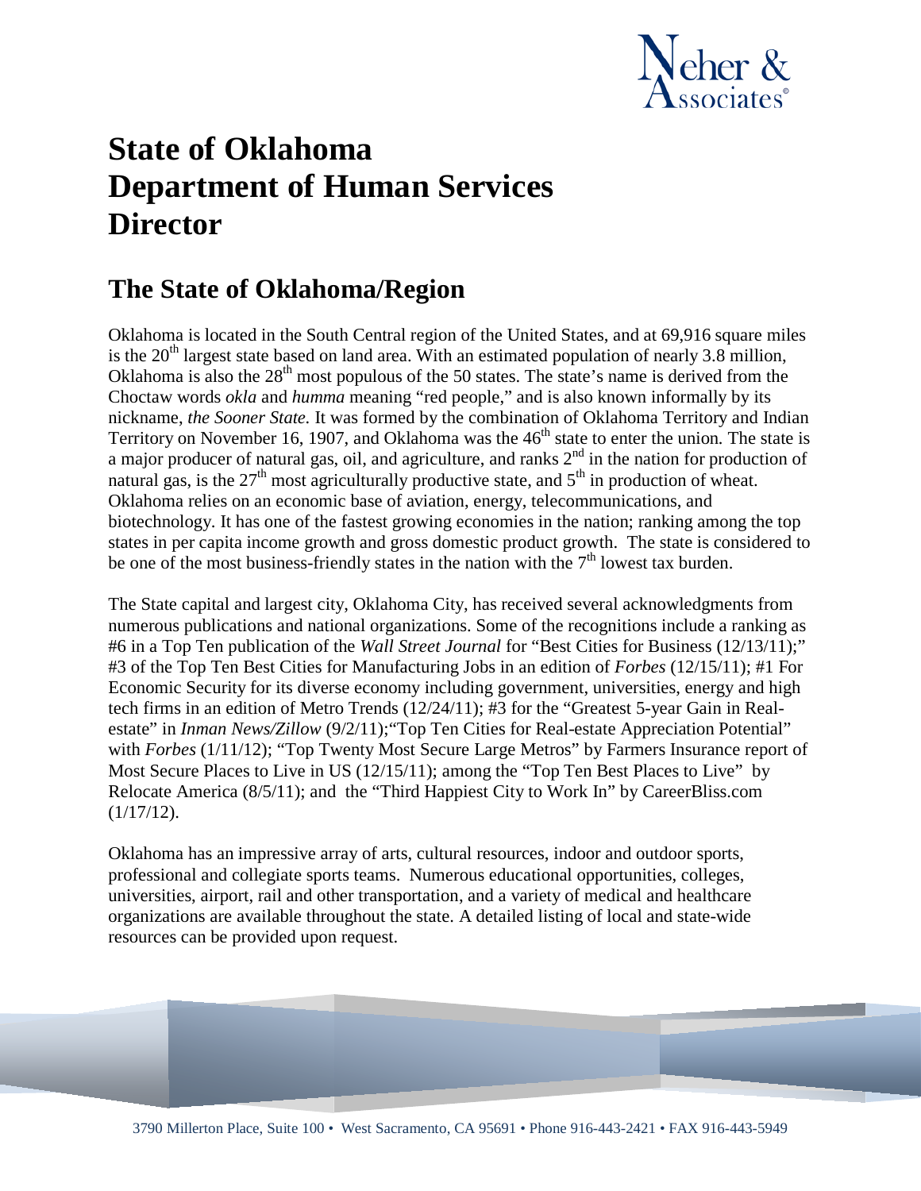# State of Oklahoma Department of Human Services Director

## The State of Oklahoma/Region

Oklahoma is located in the South Central region of the United States, and at 69,916 square miles is the 20th largest state based on land area. With an estimated population of nearly 3.8 million, Oklahoma is also the 28th most populous of the 50 states. The state's name is derived from the Choctaw words *okla* and *humma* meaning "red people," and is also known informally by its nickname, *the Sooner State*. It was formed by the combination of Oklahoma Territory and Indian Territory on November 16, 1907, and Oklahoma was the 46th state to enter the union. The state is a major producer of natural gas, oil, and agriculture, and ranks 2nd in the nation for production of natural gas, is the 27th most agriculturally productive state, and 5th in production of wheat. Oklahoma relies on an economic base of aviation, energy, telecommunications, and biotechnology. It has one of the fastest growing economies in the nation; ranking among the top states in per capita income growth and gross domestic product growth. The state is considered to be one of the most business-friendly states in the nation with the 7th lowest tax burden.

The State capital and largest city, Oklahoma City, has received several acknowledgments from numerous publications and national organizations. Some of the recognitions include a ranking as #6 in a Top Ten publication of the *Wall Street Journal* for "Best Cities for Business (12/13/11);" #3 of the Top Ten Best Cities for Manufacturing Jobs in an edition of *Forbes* (12/15/11); #1 For Economic Security for its diverse economy including government, universities, energy and high tech firms in an edition of Metro Trends (12/24/11); #3 for the "Greatest 5-year Gain in Real-estate" in *Inman News/Zillow* (9/2/11);"Top Ten Cities for Real-estate Appreciation Potential" with *Forbes* (1/11/12); "Top Twenty Most Secure Large Metros" by Farmers Insurance report of Most Secure Places to Live in US (12/15/11); among the "Top Ten Best Places to Live" by Relocate America (8/5/11); and the "Third Happiest City to Work In" by CareerBliss.com (1/17/12).

Oklahoma has an impressive array of arts, cultural resources, indoor and outdoor sports, professional and collegiate sports teams. Numerous educational opportunities, colleges, universities, airport, rail and other transportation, and a variety of medical and healthcare organizations are available throughout the state. A detailed listing of local and state-wide resources can be provided upon request.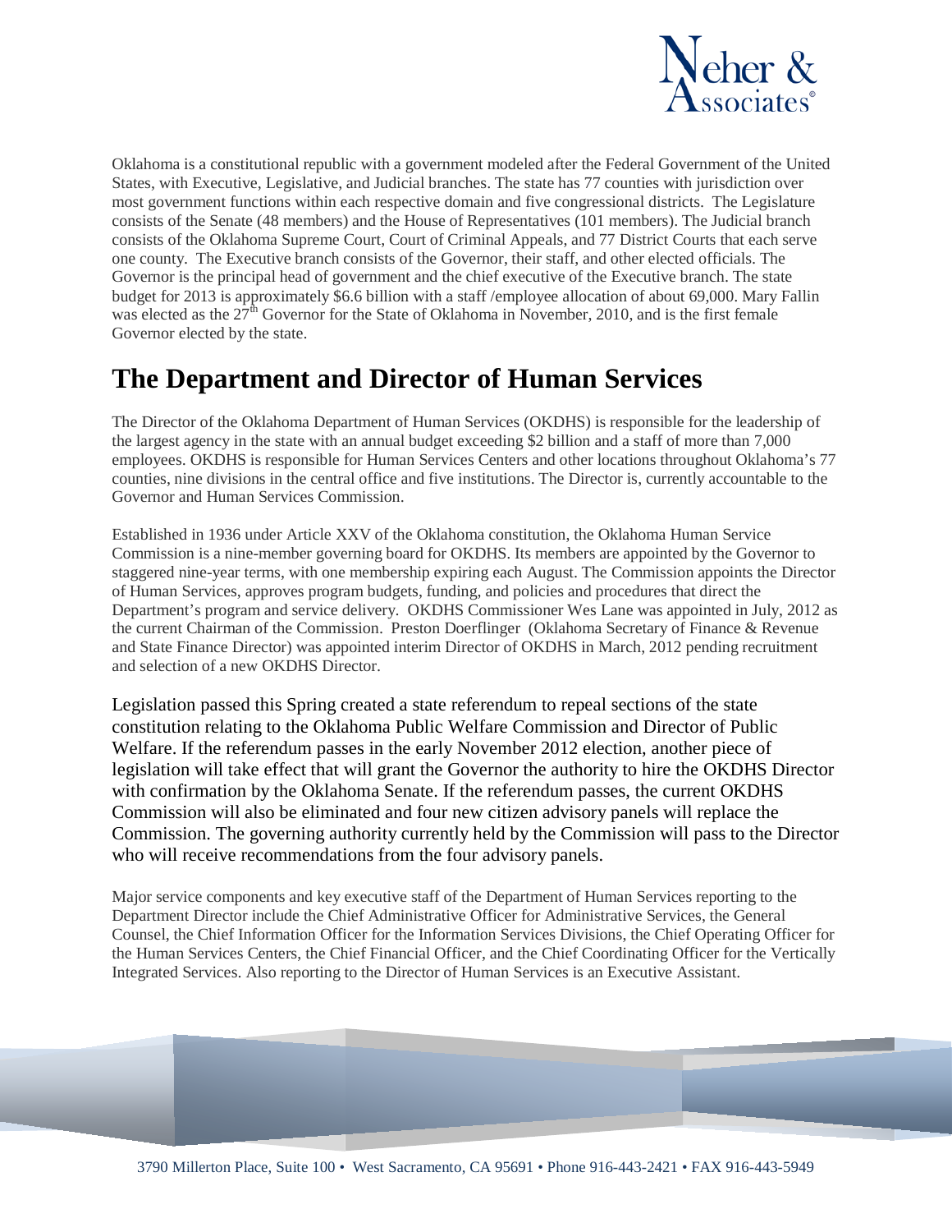Oklahoma is a constitutional republic with a government modeled after the Federal Government of the United States, with Executive, Legislative, and Judicial branches. The state has 77 counties with jurisdiction over most government functions within each respective domain and five congressional districts. The Legislature consists of the Senate (48 members) and the House of Representatives (101 members). The Judicial branch consists of the Oklahoma Supreme Court, Court of Criminal Appeals, and 77 District Courts that each serve one county. The Executive branch consists of the Governor, their staff, and other elected officials. The Governor is the principal head of government and the chief executive of the Executive branch. The state budget for 2013 is approximately $6.6 billion with a staff /employee allocation of about 69,000. Mary Fallin was elected as the 27th Governor for the State of Oklahoma in November, 2010, and is the first female Governor elected by the state.

# The Department and Director of Human Services

The Director of the Oklahoma Department of Human Services (OKDHS) is responsible for the leadership of the largest agency in the state with an annual budget exceeding $2 billion and a staff of more than 7,000 employees. OKDHS is responsible for Human Services Centers and other locations throughout Oklahoma's 77 counties, nine divisions in the central office and five institutions. The Director is, currently accountable to the Governor and Human Services Commission.

Established in 1936 under Article XXV of the Oklahoma constitution, the Oklahoma Human Service Commission is a nine-member governing board for OKDHS. Its members are appointed by the Governor to staggered nine-year terms, with one membership expiring each August. The Commission appoints the Director of Human Services, approves program budgets, funding, and policies and procedures that direct the Department's program and service delivery. OKDHS Commissioner Wes Lane was appointed in July, 2012 as the current Chairman of the Commission. Preston Doerflinger (Oklahoma Secretary of Finance & Revenue and State Finance Director) was appointed interim Director of OKDHS in March, 2012 pending recruitment and selection of a new OKDHS Director.

Legislation passed this Spring created a state referendum to repeal sections of the state constitution relating to the Oklahoma Public Welfare Commission and Director of Public Welfare. If the referendum passes in the early November 2012 election, another piece of legislation will take effect that will grant the Governor the authority to hire the OKDHS Director with confirmation by the Oklahoma Senate. If the referendum passes, the current OKDHS Commission will also be eliminated and four new citizen advisory panels will replace the Commission. The governing authority currently held by the Commission will pass to the Director who will receive recommendations from the four advisory panels.

Major service components and key executive staff of the Department of Human Services reporting to the Department Director include the Chief Administrative Officer for Administrative Services, the General Counsel, the Chief Information Officer for the Information Services Divisions, the Chief Operating Officer for the Human Services Centers, the Chief Financial Officer, and the Chief Coordinating Officer for the Vertically Integrated Services. Also reporting to the Director of Human Services is an Executive Assistant.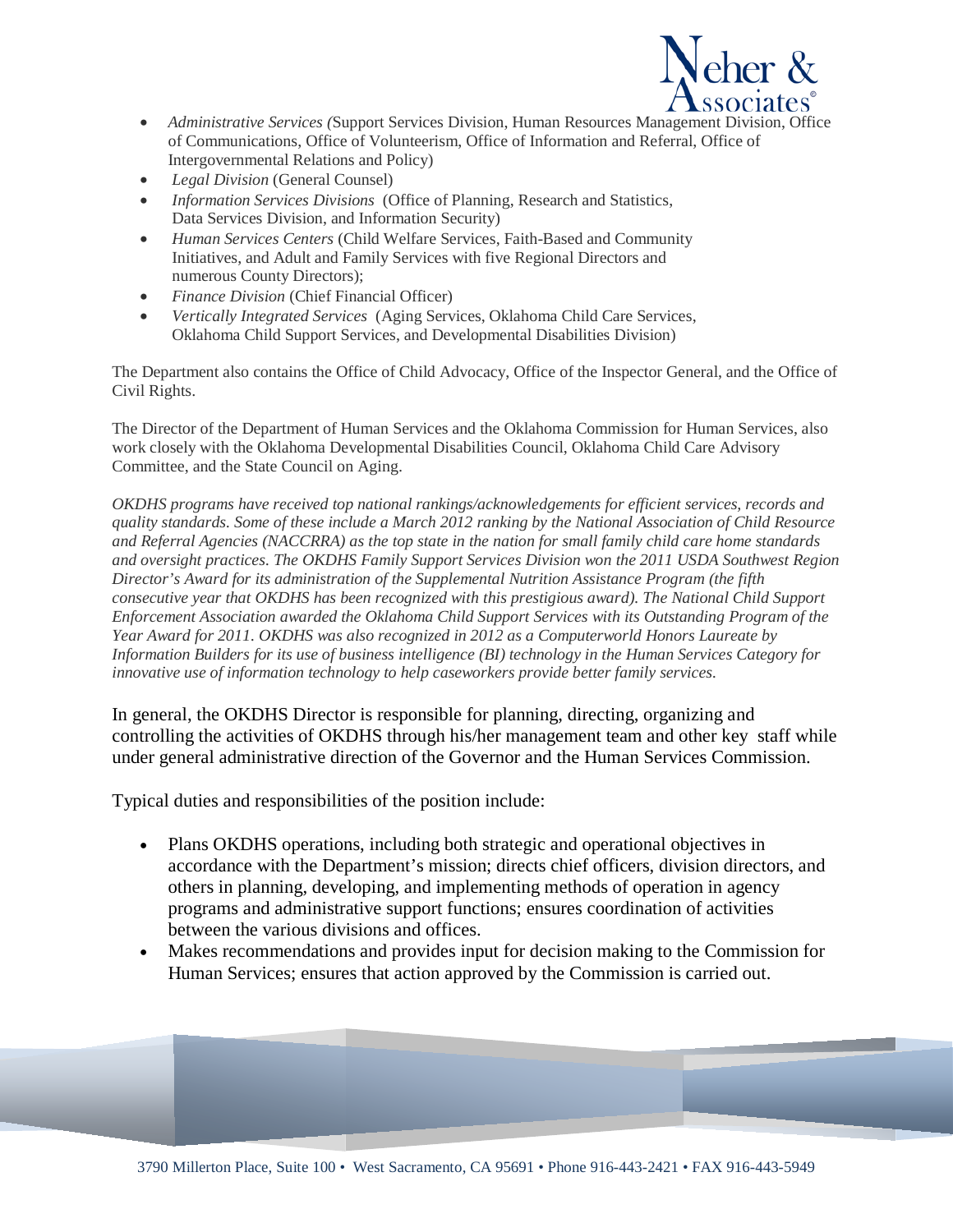- *Administrative Services (*Support Services Division, Human Resources Management Division, Office of Communications, Office of Volunteerism, Office of Information and Referral, Office of Intergovernmental Relations and Policy)
- *Legal Division* (General Counsel)
- *Information Services Divisions* (Office of Planning, Research and Statistics, Data Services Division, and Information Security)
- *Human Services Centers* (Child Welfare Services, Faith-Based and Community Initiatives, and Adult and Family Services with five Regional Directors and numerous County Directors);
- *Finance Division* (Chief Financial Officer)
- *Vertically Integrated Services* (Aging Services, Oklahoma Child Care Services, Oklahoma Child Support Services, and Developmental Disabilities Division)

The Department also contains the Office of Child Advocacy, Office of the Inspector General, and the Office of Civil Rights.

The Director of the Department of Human Services and the Oklahoma Commission for Human Services, also work closely with the Oklahoma Developmental Disabilities Council, Oklahoma Child Care Advisory Committee, and the State Council on Aging.

*OKDHS programs have received top national rankings/acknowledgements for efficient services, records and quality standards. Some of these include a March 2012 ranking by the National Association of Child Resource and Referral Agencies (NACCRRA) as the top state in the nation for small family child care home standards and oversight practices. The OKDHS Family Support Services Division won the 2011 USDA Southwest Region Director's Award for its administration of the Supplemental Nutrition Assistance Program (the fifth consecutive year that OKDHS has been recognized with this prestigious award). The National Child Support Enforcement Association awarded the Oklahoma Child Support Services with its Outstanding Program of the Year Award for 2011. OKDHS was also recognized in 2012 as a Computerworld Honors Laureate by Information Builders for its use of business intelligence (BI) technology in the Human Services Category for innovative use of information technology to help caseworkers provide better family services.*

In general, the OKDHS Director is responsible for planning, directing, organizing and controlling the activities of OKDHS through his/her management team and other key staff while under general administrative direction of the Governor and the Human Services Commission.

Typical duties and responsibilities of the position include:

- Plans OKDHS operations, including both strategic and operational objectives in accordance with the Department's mission; directs chief officers, division directors, and others in planning, developing, and implementing methods of operation in agency programs and administrative support functions; ensures coordination of activities between the various divisions and offices.
- Makes recommendations and provides input for decision making to the Commission for Human Services; ensures that action approved by the Commission is carried out.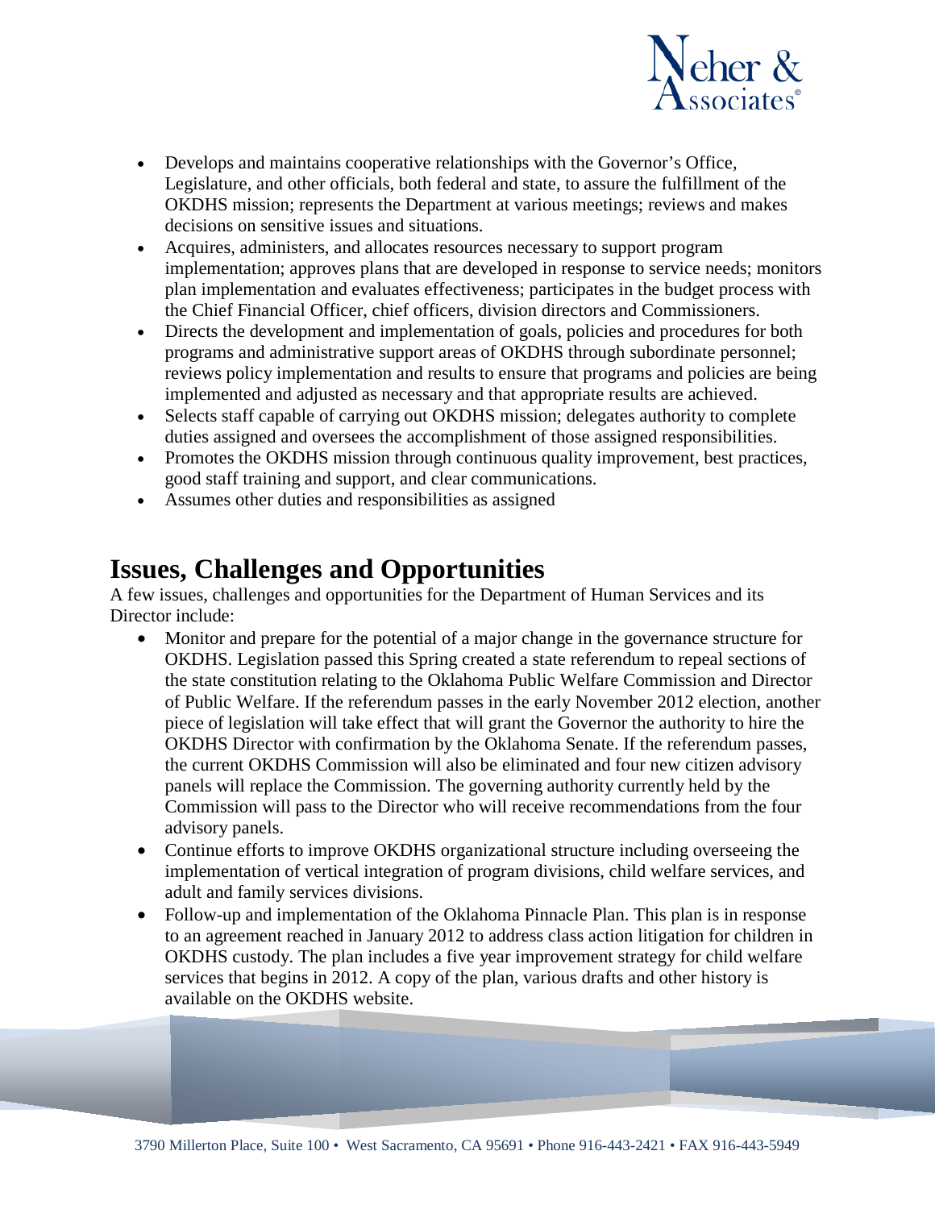- Develops and maintains cooperative relationships with the Governor's Office, Legislature, and other officials, both federal and state, to assure the fulfillment of the OKDHS mission; represents the Department at various meetings; reviews and makes decisions on sensitive issues and situations.
- Acquires, administers, and allocates resources necessary to support program implementation; approves plans that are developed in response to service needs; monitors plan implementation and evaluates effectiveness; participates in the budget process with the Chief Financial Officer, chief officers, division directors and Commissioners.
- Directs the development and implementation of goals, policies and procedures for both programs and administrative support areas of OKDHS through subordinate personnel; reviews policy implementation and results to ensure that programs and policies are being implemented and adjusted as necessary and that appropriate results are achieved.
- Selects staff capable of carrying out OKDHS mission; delegates authority to complete duties assigned and oversees the accomplishment of those assigned responsibilities.
- Promotes the OKDHS mission through continuous quality improvement, best practices, good staff training and support, and clear communications.
- Assumes other duties and responsibilities as assigned

## Issues, Challenges and Opportunities

A few issues, challenges and opportunities for the Department of Human Services and its Director include:

- Monitor and prepare for the potential of a major change in the governance structure for OKDHS. Legislation passed this Spring created a state referendum to repeal sections of the state constitution relating to the Oklahoma Public Welfare Commission and Director of Public Welfare. If the referendum passes in the early November 2012 election, another piece of legislation will take effect that will grant the Governor the authority to hire the OKDHS Director with confirmation by the Oklahoma Senate. If the referendum passes, the current OKDHS Commission will also be eliminated and four new citizen advisory panels will replace the Commission. The governing authority currently held by the Commission will pass to the Director who will receive recommendations from the four advisory panels.
- Continue efforts to improve OKDHS organizational structure including overseeing the implementation of vertical integration of program divisions, child welfare services, and adult and family services divisions.
- Follow-up and implementation of the Oklahoma Pinnacle Plan. This plan is in response to an agreement reached in January 2012 to address class action litigation for children in OKDHS custody. The plan includes a five year improvement strategy for child welfare services that begins in 2012. A copy of the plan, various drafts and other history is available on the OKDHS website.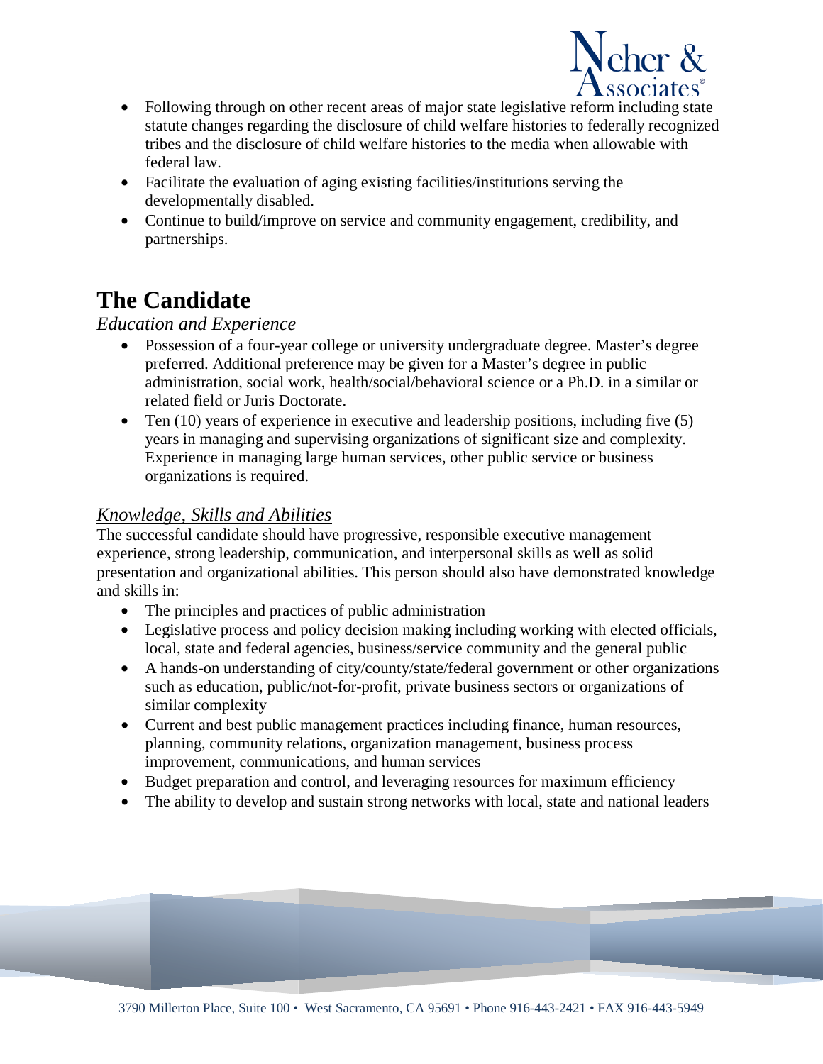- Following through on other recent areas of major state legislative reform including state statute changes regarding the disclosure of child welfare histories to federally recognized tribes and the disclosure of child welfare histories to the media when allowable with federal law.
- Facilitate the evaluation of aging existing facilities/institutions serving the developmentally disabled.
- Continue to build/improve on service and community engagement, credibility, and partnerships.

# The Candidate

## *Education and Experience*

- Possession of a four-year college or university undergraduate degree. Master's degree preferred. Additional preference may be given for a Master's degree in public administration, social work, health/social/behavioral science or a Ph.D. in a similar or related field or Juris Doctorate.
- Ten (10) years of experience in executive and leadership positions, including five (5) years in managing and supervising organizations of significant size and complexity. Experience in managing large human services, other public service or business organizations is required.

## *Knowledge, Skills and Abilities*

The successful candidate should have progressive, responsible executive management experience, strong leadership, communication, and interpersonal skills as well as solid presentation and organizational abilities. This person should also have demonstrated knowledge and skills in:

- The principles and practices of public administration
- Legislative process and policy decision making including working with elected officials, local, state and federal agencies, business/service community and the general public
- A hands-on understanding of city/county/state/federal government or other organizations such as education, public/not-for-profit, private business sectors or organizations of similar complexity
- Current and best public management practices including finance, human resources, planning, community relations, organization management, business process improvement, communications, and human services
- Budget preparation and control, and leveraging resources for maximum efficiency
- The ability to develop and sustain strong networks with local, state and national leaders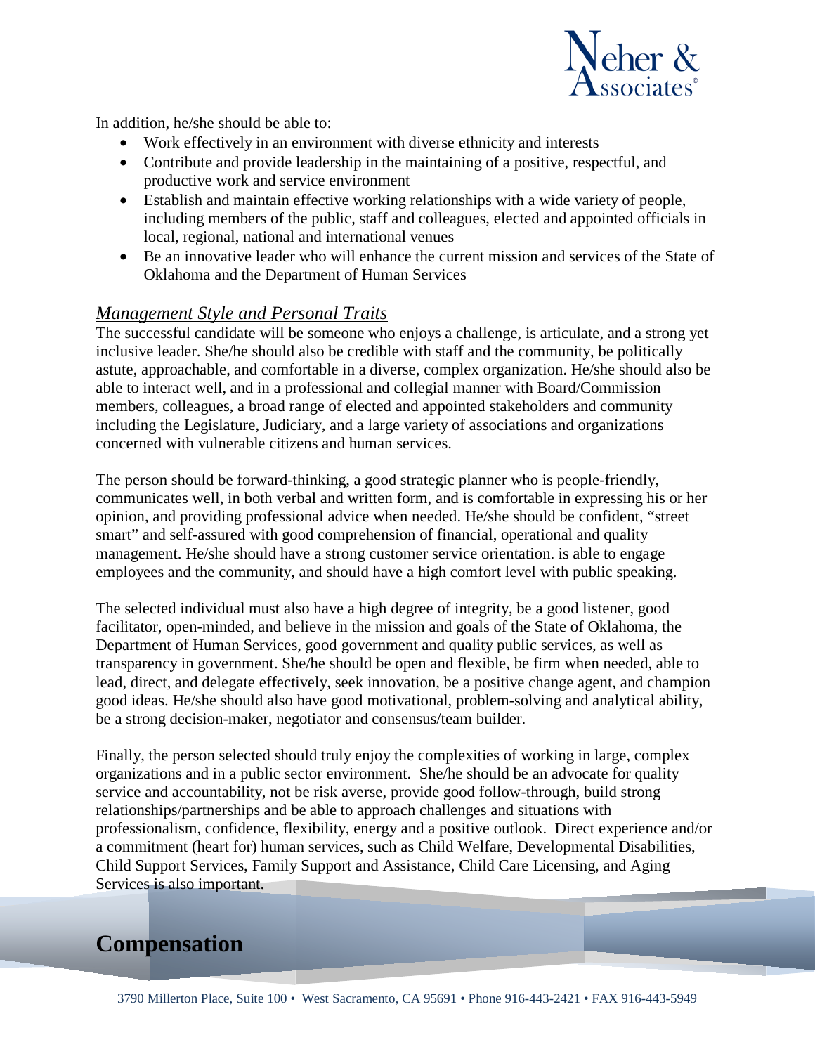In addition, he/she should be able to:

- Work effectively in an environment with diverse ethnicity and interests
- Contribute and provide leadership in the maintaining of a positive, respectful, and productive work and service environment
- Establish and maintain effective working relationships with a wide variety of people, including members of the public, staff and colleagues, elected and appointed officials in local, regional, national and international venues
- Be an innovative leader who will enhance the current mission and services of the State of Oklahoma and the Department of Human Services

### *Management Style and Personal Traits*

The successful candidate will be someone who enjoys a challenge, is articulate, and a strong yet inclusive leader. She/he should also be credible with staff and the community, be politically astute, approachable, and comfortable in a diverse, complex organization. He/she should also be able to interact well, and in a professional and collegial manner with Board/Commission members, colleagues, a broad range of elected and appointed stakeholders and community including the Legislature, Judiciary, and a large variety of associations and organizations concerned with vulnerable citizens and human services.

The person should be forward-thinking, a good strategic planner who is people-friendly, communicates well, in both verbal and written form, and is comfortable in expressing his or her opinion, and providing professional advice when needed. He/she should be confident, "street smart" and self-assured with good comprehension of financial, operational and quality management. He/she should have a strong customer service orientation. is able to engage employees and the community, and should have a high comfort level with public speaking.

The selected individual must also have a high degree of integrity, be a good listener, good facilitator, open-minded, and believe in the mission and goals of the State of Oklahoma, the Department of Human Services, good government and quality public services, as well as transparency in government. She/he should be open and flexible, be firm when needed, able to lead, direct, and delegate effectively, seek innovation, be a positive change agent, and champion good ideas. He/she should also have good motivational, problem-solving and analytical ability, be a strong decision-maker, negotiator and consensus/team builder.

Finally, the person selected should truly enjoy the complexities of working in large, complex organizations and in a public sector environment. She/he should be an advocate for quality service and accountability, not be risk averse, provide good follow-through, build strong relationships/partnerships and be able to approach challenges and situations with professionalism, confidence, flexibility, energy and a positive outlook. Direct experience and/or a commitment (heart for) human services, such as Child Welfare, Developmental Disabilities, Child Support Services, Family Support and Assistance, Child Care Licensing, and Aging Services is also important.

## Compensation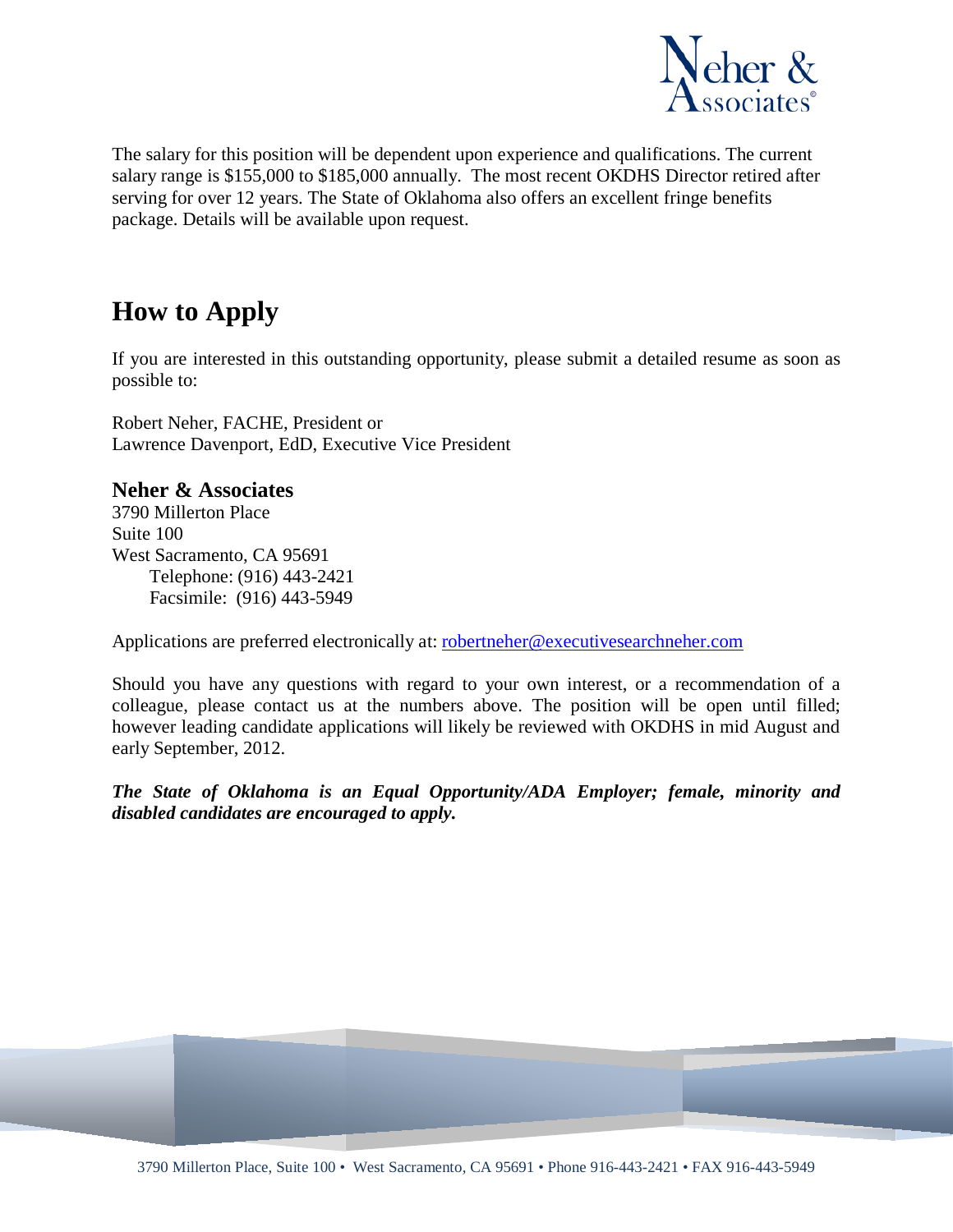The salary for this position will be dependent upon experience and qualifications. The current salary range is $155,000 to $185,000 annually. The most recent OKDHS Director retired after serving for over 12 years. The State of Oklahoma also offers an excellent fringe benefits package. Details will be available upon request.

## How to Apply

If you are interested in this outstanding opportunity, please submit a detailed resume as soon as possible to:

Robert Neher, FACHE, President or
Lawrence Davenport, EdD, Executive Vice President

### Neher & Associates

3790 Millerton Place
Suite 100
West Sacramento, CA 95691
Telephone: (916) 443-2421
Facsimile: (916) 443-5949

Applications are preferred electronically at: robertneher@executivesearchneher.com

Should you have any questions with regard to your own interest, or a recommendation of a colleague, please contact us at the numbers above. The position will be open until filled; however leading candidate applications will likely be reviewed with OKDHS in mid August and early September, 2012.

***The State of Oklahoma is an Equal Opportunity/ADA Employer; female, minority and disabled candidates are encouraged to apply.***